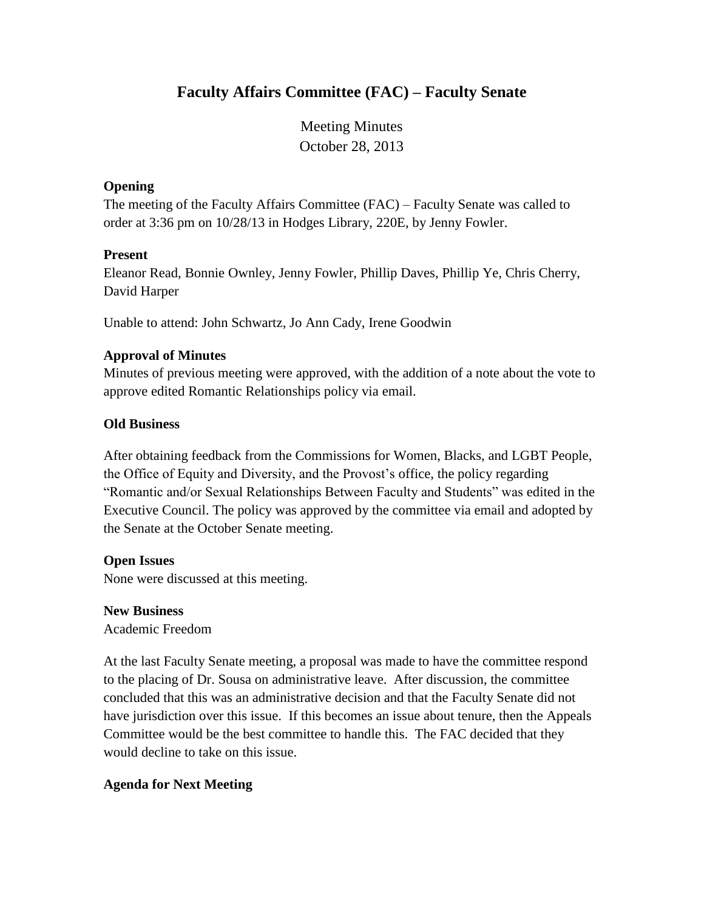# Faculty Affairs Committee (FAC) – Faculty Senate

Meeting Minutes
October 28, 2013

**Opening**

The meeting of the Faculty Affairs Committee (FAC) – Faculty Senate was called to order at 3:36 pm on 10/28/13 in Hodges Library, 220E, by Jenny Fowler.

**Present**

Eleanor Read, Bonnie Ownley, Jenny Fowler, Phillip Daves, Phillip Ye, Chris Cherry, David Harper

Unable to attend: John Schwartz, Jo Ann Cady, Irene Goodwin

**Approval of Minutes**

Minutes of previous meeting were approved, with the addition of a note about the vote to approve edited Romantic Relationships policy via email.

**Old Business**

After obtaining feedback from the Commissions for Women, Blacks, and LGBT People, the Office of Equity and Diversity, and the Provost's office, the policy regarding "Romantic and/or Sexual Relationships Between Faculty and Students" was edited in the Executive Council. The policy was approved by the committee via email and adopted by the Senate at the October Senate meeting.

**Open Issues**

None were discussed at this meeting.

**New Business**

Academic Freedom

At the last Faculty Senate meeting, a proposal was made to have the committee respond to the placing of Dr. Sousa on administrative leave. After discussion, the committee concluded that this was an administrative decision and that the Faculty Senate did not have jurisdiction over this issue. If this becomes an issue about tenure, then the Appeals Committee would be the best committee to handle this. The FAC decided that they would decline to take on this issue.

**Agenda for Next Meeting**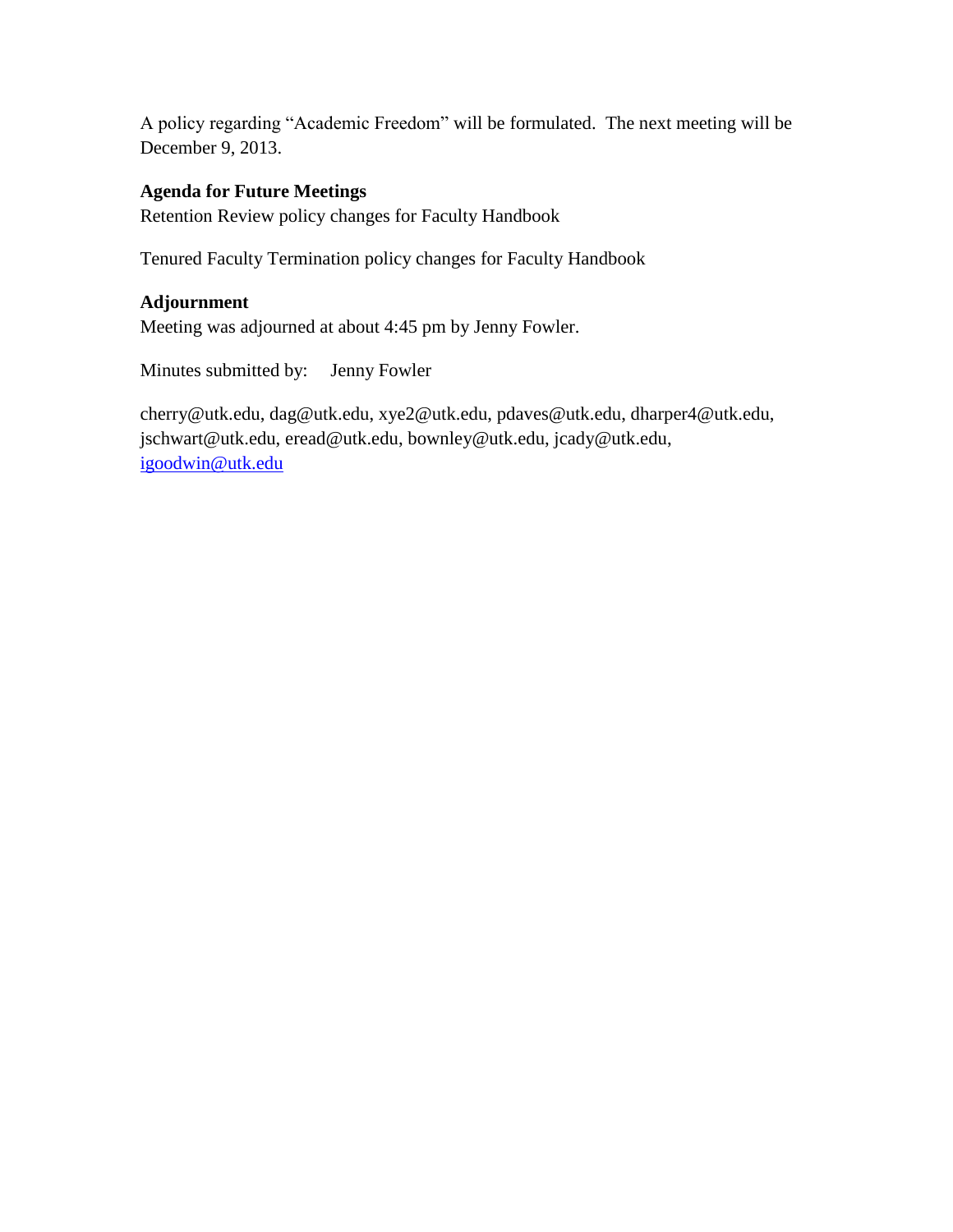A policy regarding "Academic Freedom" will be formulated. The next meeting will be December 9, 2013.

**Agenda for Future Meetings**

Retention Review policy changes for Faculty Handbook

Tenured Faculty Termination policy changes for Faculty Handbook

**Adjournment**

Meeting was adjourned at about 4:45 pm by Jenny Fowler.

Minutes submitted by: Jenny Fowler

cherry@utk.edu, dag@utk.edu, xye2@utk.edu, pdaves@utk.edu, dharper4@utk.edu, jschwart@utk.edu, eread@utk.edu, bownley@utk.edu, jcady@utk.edu, igoodwin@utk.edu